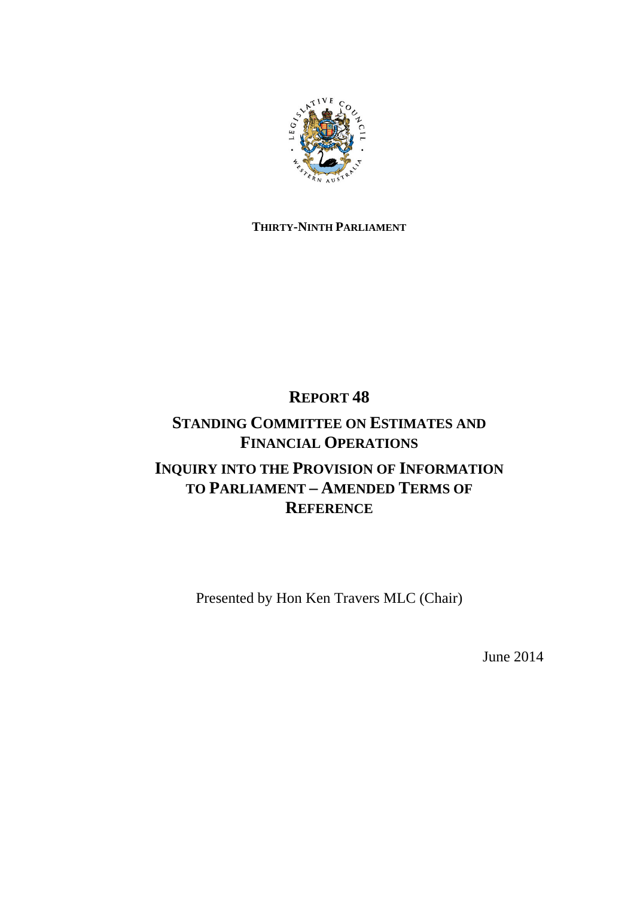**THIRTY-NINTH PARLIAMENT**

# REPORT 48

## STANDING COMMITTEE ON ESTIMATES AND FINANCIAL OPERATIONS

## INQUIRY INTO THE PROVISION OF INFORMATION TO PARLIAMENT – AMENDED TERMS OF REFERENCE

Presented by Hon Ken Travers MLC (Chair)

June 2014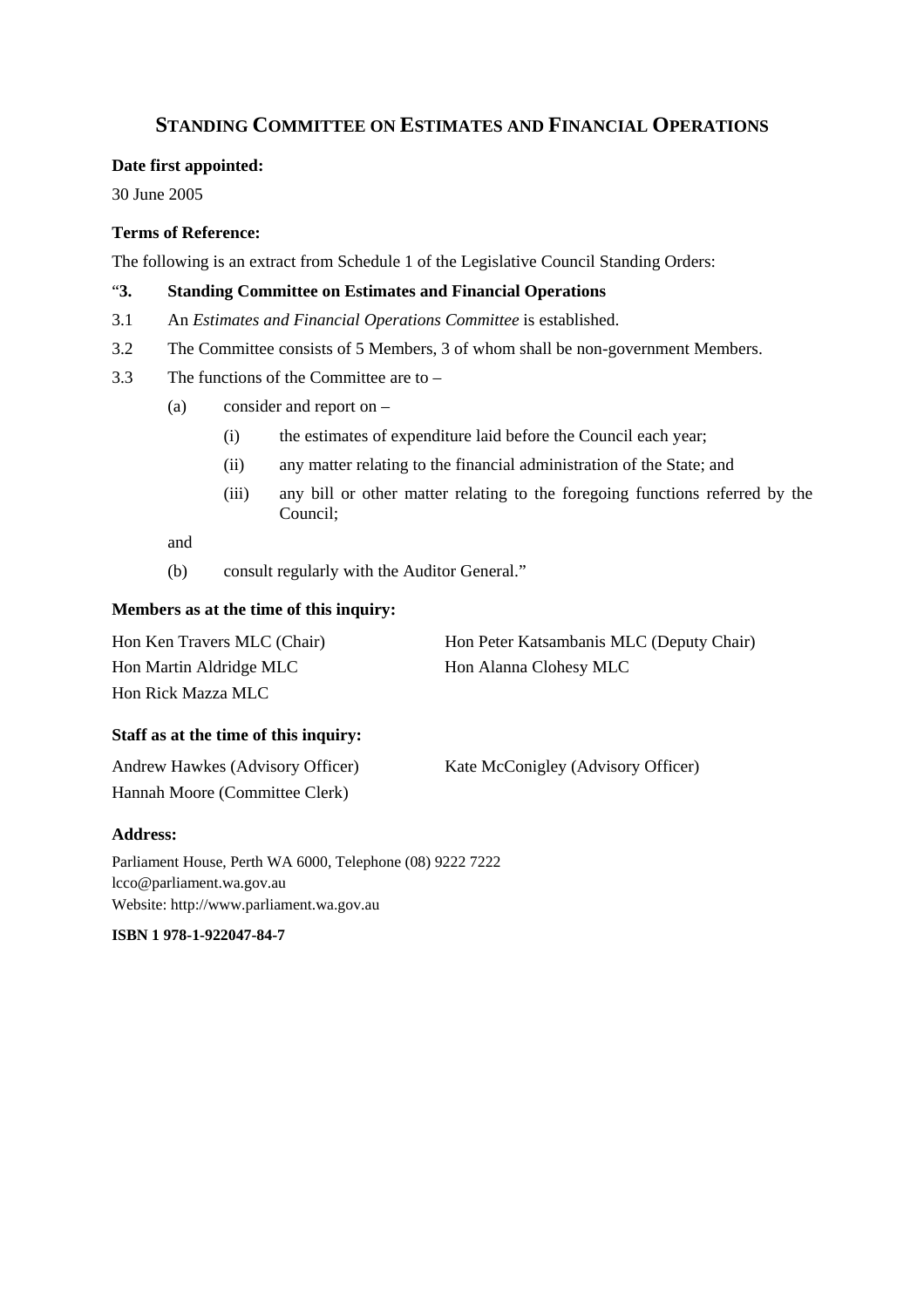## STANDING COMMITTEE ON ESTIMATES AND FINANCIAL OPERATIONS

**Date first appointed:**

30 June 2005

**Terms of Reference:**

The following is an extract from Schedule 1 of the Legislative Council Standing Orders:

"**3. Standing Committee on Estimates and Financial Operations**

3.1 An *Estimates and Financial Operations Committee* is established.

3.2 The Committee consists of 5 Members, 3 of whom shall be non-government Members.

3.3 The functions of the Committee are to –

(a) consider and report on –

(i) the estimates of expenditure laid before the Council each year;

(ii) any matter relating to the financial administration of the State; and

(iii) any bill or other matter relating to the foregoing functions referred by the Council;

and

(b) consult regularly with the Auditor General."

**Members as at the time of this inquiry:**

Hon Ken Travers MLC (Chair)
Hon Peter Katsambanis MLC (Deputy Chair)
Hon Martin Aldridge MLC
Hon Alanna Clohesy MLC
Hon Rick Mazza MLC

**Staff as at the time of this inquiry:**

Andrew Hawkes (Advisory Officer)
Kate McConigley (Advisory Officer)
Hannah Moore (Committee Clerk)

**Address:**

Parliament House, Perth WA 6000, Telephone (08) 9222 7222
lcco@parliament.wa.gov.au
Website: http://www.parliament.wa.gov.au

**ISBN 1 978-1-922047-84-7**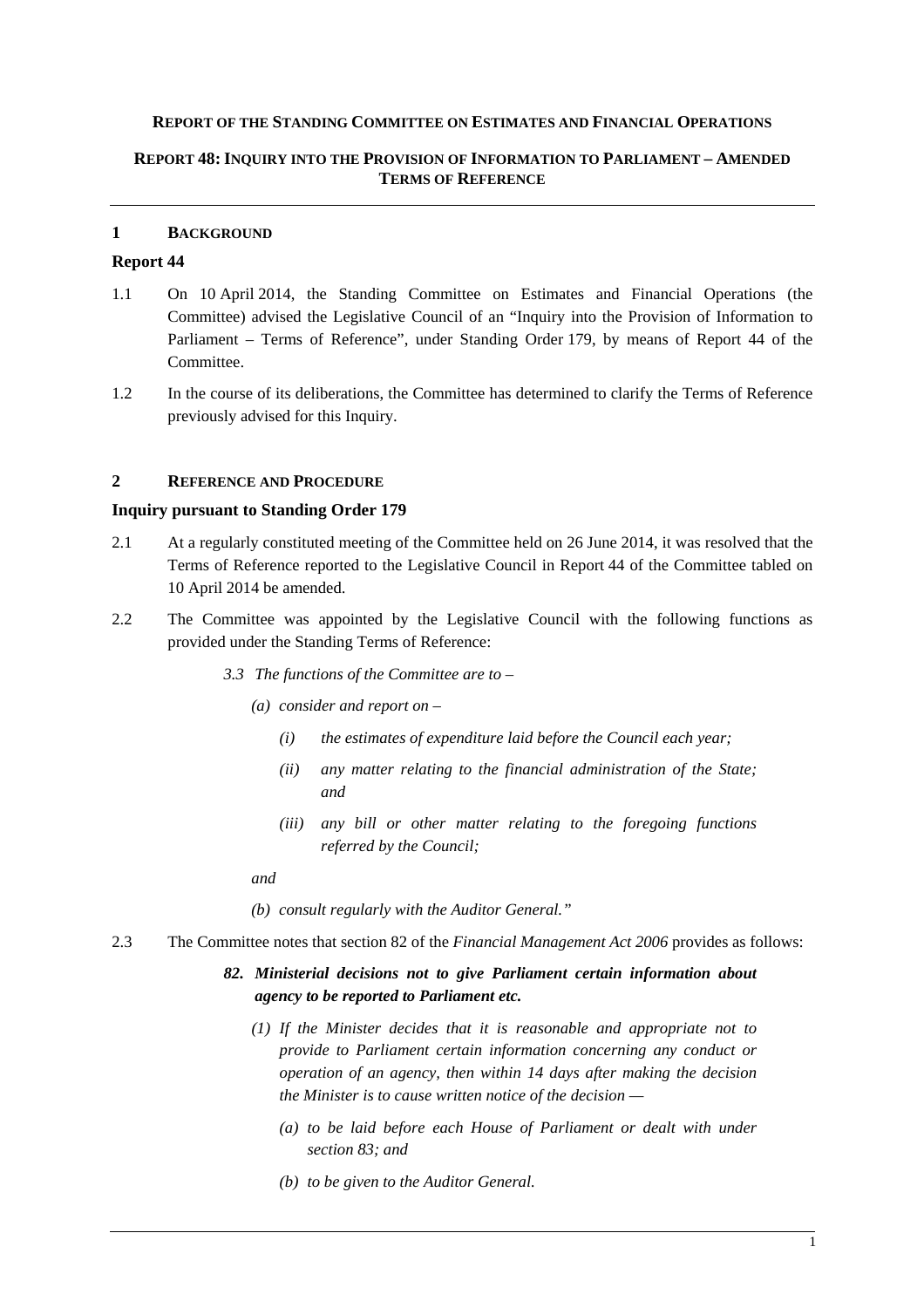**REPORT OF THE STANDING COMMITTEE ON ESTIMATES AND FINANCIAL OPERATIONS**

**REPORT 48: INQUIRY INTO THE PROVISION OF INFORMATION TO PARLIAMENT – AMENDED TERMS OF REFERENCE**

## 1 BACKGROUND

### Report 44

1.1 On 10 April 2014, the Standing Committee on Estimates and Financial Operations (the Committee) advised the Legislative Council of an "Inquiry into the Provision of Information to Parliament – Terms of Reference", under Standing Order 179, by means of Report 44 of the Committee.

1.2 In the course of its deliberations, the Committee has determined to clarify the Terms of Reference previously advised for this Inquiry.

## 2 REFERENCE AND PROCEDURE

### Inquiry pursuant to Standing Order 179

2.1 At a regularly constituted meeting of the Committee held on 26 June 2014, it was resolved that the Terms of Reference reported to the Legislative Council in Report 44 of the Committee tabled on 10 April 2014 be amended.

2.2 The Committee was appointed by the Legislative Council with the following functions as provided under the Standing Terms of Reference:

> *3.3 The functions of the Committee are to –*
>
> *(a) consider and report on –*
>
> *(i) the estimates of expenditure laid before the Council each year;*
>
> *(ii) any matter relating to the financial administration of the State; and*
>
> *(iii) any bill or other matter relating to the foregoing functions referred by the Council;*
>
> *and*
>
> *(b) consult regularly with the Auditor General."*

2.3 The Committee notes that section 82 of the *Financial Management Act 2006* provides as follows:

> ***82. Ministerial decisions not to give Parliament certain information about agency to be reported to Parliament etc.***
>
> *(1) If the Minister decides that it is reasonable and appropriate not to provide to Parliament certain information concerning any conduct or operation of an agency, then within 14 days after making the decision the Minister is to cause written notice of the decision —*
>
> *(a) to be laid before each House of Parliament or dealt with under section 83; and*
>
> *(b) to be given to the Auditor General.*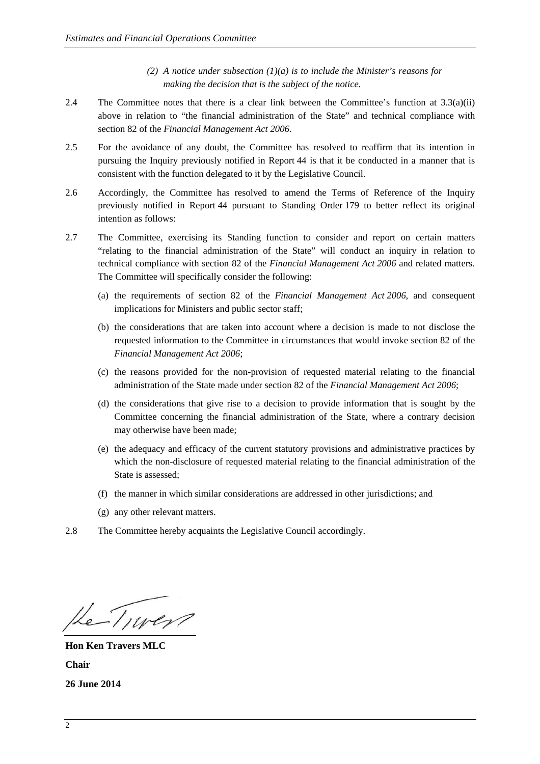*(2) A notice under subsection (1)(a) is to include the Minister's reasons for making the decision that is the subject of the notice.*

2.4 The Committee notes that there is a clear link between the Committee's function at 3.3(a)(ii) above in relation to "the financial administration of the State" and technical compliance with section 82 of the *Financial Management Act 2006*.

2.5 For the avoidance of any doubt, the Committee has resolved to reaffirm that its intention in pursuing the Inquiry previously notified in Report 44 is that it be conducted in a manner that is consistent with the function delegated to it by the Legislative Council.

2.6 Accordingly, the Committee has resolved to amend the Terms of Reference of the Inquiry previously notified in Report 44 pursuant to Standing Order 179 to better reflect its original intention as follows:

2.7 The Committee, exercising its Standing function to consider and report on certain matters "relating to the financial administration of the State" will conduct an inquiry in relation to technical compliance with section 82 of the *Financial Management Act 2006* and related matters. The Committee will specifically consider the following:

(a) the requirements of section 82 of the *Financial Management Act 2006*, and consequent implications for Ministers and public sector staff;

(b) the considerations that are taken into account where a decision is made to not disclose the requested information to the Committee in circumstances that would invoke section 82 of the *Financial Management Act 2006*;

(c) the reasons provided for the non-provision of requested material relating to the financial administration of the State made under section 82 of the *Financial Management Act 2006*;

(d) the considerations that give rise to a decision to provide information that is sought by the Committee concerning the financial administration of the State, where a contrary decision may otherwise have been made;

(e) the adequacy and efficacy of the current statutory provisions and administrative practices by which the non-disclosure of requested material relating to the financial administration of the State is assessed;

(f) the manner in which similar considerations are addressed in other jurisdictions; and

(g) any other relevant matters.

2.8 The Committee hereby acquaints the Legislative Council accordingly.

**Hon Ken Travers MLC**

**Chair**

**26 June 2014**